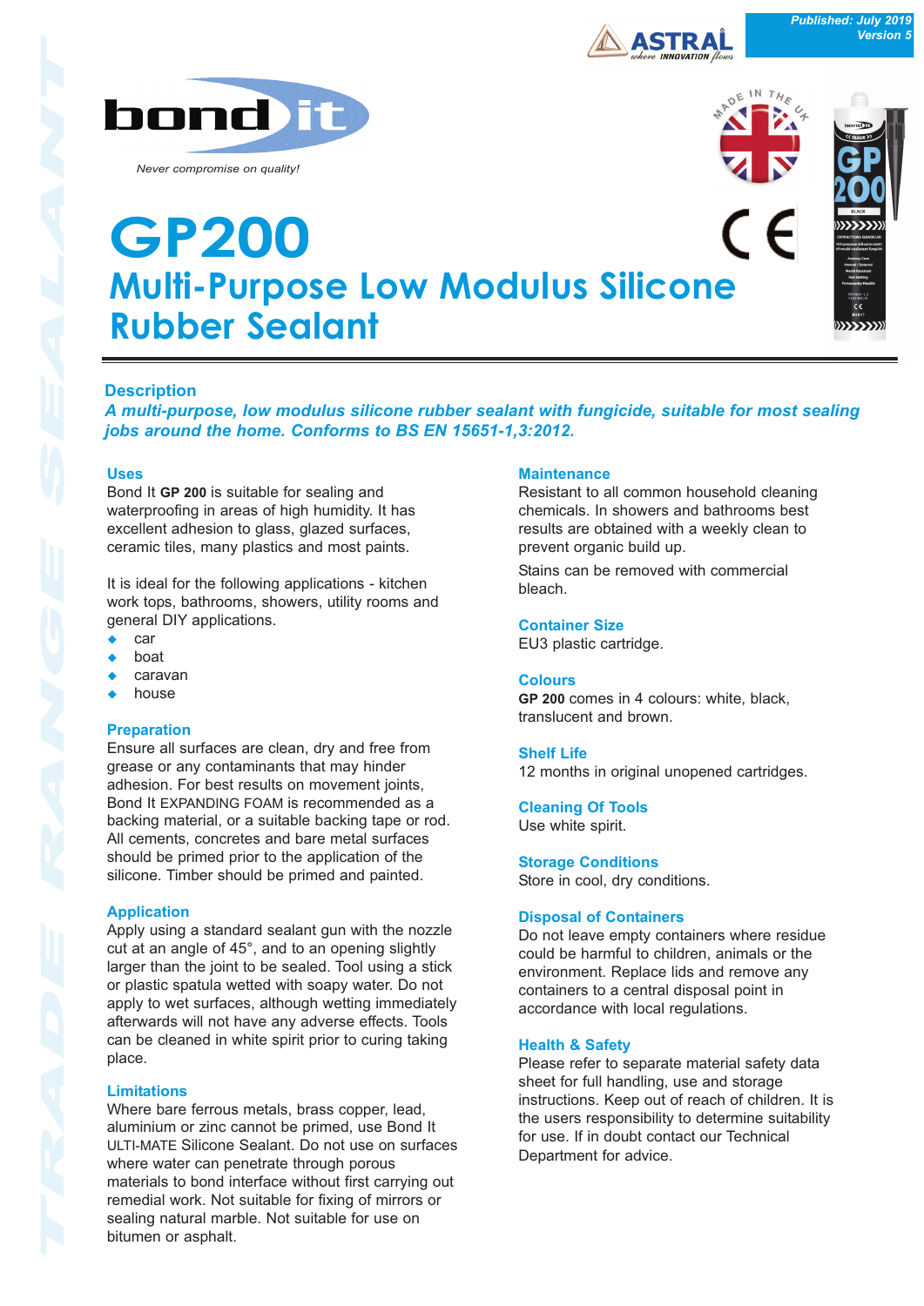Published: July 2019
Version 5

bond it

Never compromise on quality!

# GP200

## Multi-Purpose Low Modulus Silicone Rubber Sealant

### Description

***A multi-purpose, low modulus silicone rubber sealant with fungicide, suitable for most sealing jobs around the home. Conforms to BS EN 15651-1,3:2012.***

### Uses

Bond It **GP 200** is suitable for sealing and waterproofing in areas of high humidity. It has excellent adhesion to glass, glazed surfaces, ceramic tiles, many plastics and most paints.

It is ideal for the following applications - kitchen work tops, bathrooms, showers, utility rooms and general DIY applications.

- car
- boat
- caravan
- house

### Preparation

Ensure all surfaces are clean, dry and free from grease or any contaminants that may hinder adhesion. For best results on movement joints, Bond It EXPANDING FOAM is recommended as a backing material, or a suitable backing tape or rod. All cements, concretes and bare metal surfaces should be primed prior to the application of the silicone. Timber should be primed and painted.

### Application

Apply using a standard sealant gun with the nozzle cut at an angle of 45°, and to an opening slightly larger than the joint to be sealed. Tool using a stick or plastic spatula wetted with soapy water. Do not apply to wet surfaces, although wetting immediately afterwards will not have any adverse effects. Tools can be cleaned in white spirit prior to curing taking place.

### Limitations

Where bare ferrous metals, brass copper, lead, aluminium or zinc cannot be primed, use Bond It ULTI-MATE Silicone Sealant. Do not use on surfaces where water can penetrate through porous materials to bond interface without first carrying out remedial work. Not suitable for fixing of mirrors or sealing natural marble. Not suitable for use on bitumen or asphalt.

### Maintenance

Resistant to all common household cleaning chemicals. In showers and bathrooms best results are obtained with a weekly clean to prevent organic build up.

Stains can be removed with commercial bleach.

### Container Size

EU3 plastic cartridge.

### Colours

**GP 200** comes in 4 colours: white, black, translucent and brown.

### Shelf Life

12 months in original unopened cartridges.

### Cleaning Of Tools

Use white spirit.

### Storage Conditions

Store in cool, dry conditions.

### Disposal of Containers

Do not leave empty containers where residue could be harmful to children, animals or the environment. Replace lids and remove any containers to a central disposal point in accordance with local regulations.

### Health & Safety

Please refer to separate material safety data sheet for full handling, use and storage instructions. Keep out of reach of children. It is the users responsibility to determine suitability for use. If in doubt contact our Technical Department for advice.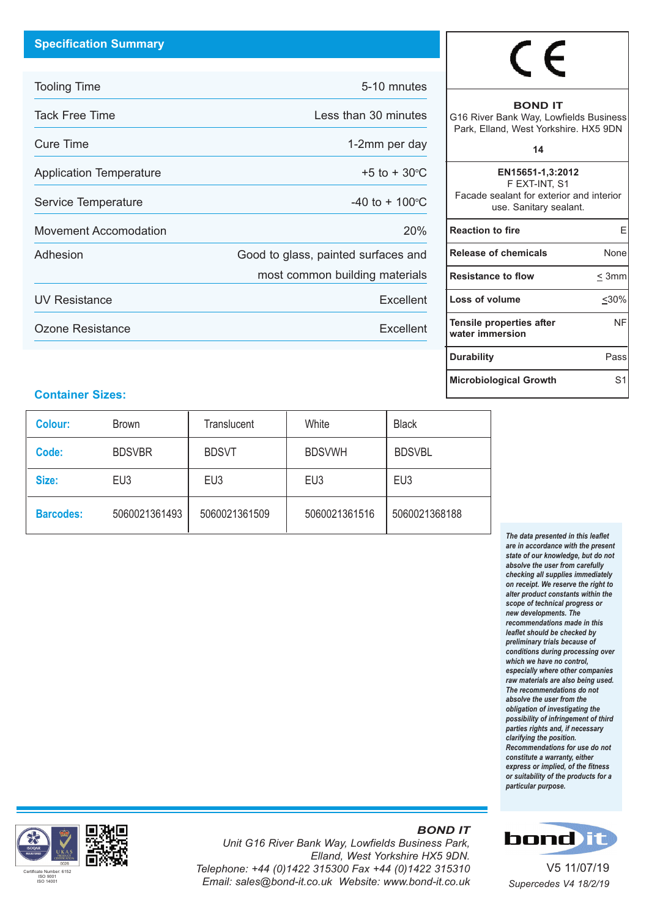## Specification Summary

| | |
|---|---|
| Tooling Time | 5-10 mnutes |
| Tack Free Time | Less than 30 minutes |
| Cure Time | 1-2mm per day |
| Application Temperature | +5 to + 30°C |
| Service Temperature | -40 to + 100°C |
| Movement Accomodation | 20% |
| Adhesion | Good to glass, painted surfaces and most common building materials |
| UV Resistance | Excellent |
| Ozone Resistance | Excellent |

CE

**BOND IT**
G16 River Bank Way, Lowfields Business Park, Elland, West Yorkshire. HX5 9DN

**14**

**EN15651-1,3:2012**
F EXT-INT, S1
Facade sealant for exterior and interior use. Sanitary sealant.

| | |
|---|---|
| **Reaction to fire** | E |
| **Release of chemicals** | None |
| **Resistance to flow** | ≤ 3mm |
| **Loss of volume** | ≤30% |
| **Tensile properties after water immersion** | NF |
| **Durability** | Pass |
| **Microbiological Growth** | S1 |

### Container Sizes:

| | | | | |
|---|---|---|---|---|
| **Colour:** | Brown | Translucent | White | Black |
| **Code:** | BDSVBR | BDSVT | BDSVWH | BDSVBL |
| **Size:** | EU3 | EU3 | EU3 | EU3 |
| **Barcodes:** | 5060021361493 | 5060021361509 | 5060021361516 | 5060021368188 |

*The data presented in this leaflet are in accordance with the present state of our knowledge, but do not absolve the user from carefully checking all supplies immediately on receipt. We reserve the right to alter product constants within the scope of technical progress or new developments. The recommendations made in this leaflet should be checked by preliminary trials because of conditions during processing over which we have no control, especially where other companies raw materials are also being used. The recommendations do not absolve the user from the obligation of investigating the possibility of infringement of third parties rights and, if necessary clarifying the position. Recommendations for use do not constitute a warranty, either express or implied, of the fitness or suitability of the products for a particular purpose.*

Certificate Number: 6152
ISO 9001
ISO 14001

***BOND IT***
*Unit G16 River Bank Way, Lowfields Business Park, Elland, West Yorkshire HX5 9DN.*
*Telephone: +44 (0)1422 315300 Fax +44 (0)1422 315310*
*Email: sales@bond-it.co.uk Website: www.bond-it.co.uk*

bond it

V5 11/07/19
*Supercedes V4 18/2/19*